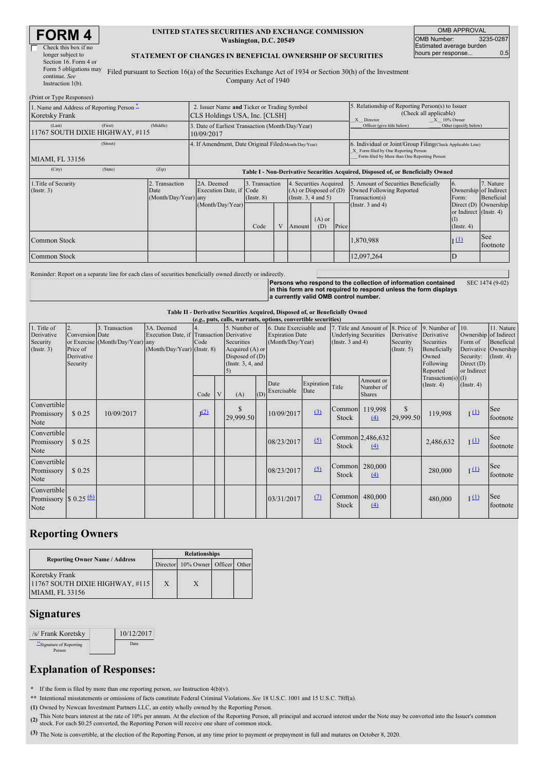# FORM 4

☐ Check this box if no longer subject to Section 16. Form 4 or Form 5 obligations may continue. *See* Instruction 1(b).

**UNITED STATES SECURITIES AND EXCHANGE COMMISSION**
**Washington, D.C. 20549**

**STATEMENT OF CHANGES IN BENEFICIAL OWNERSHIP OF SECURITIES**

Filed pursuant to Section 16(a) of the Securities Exchange Act of 1934 or Section 30(h) of the Investment Company Act of 1940

| OMB APPROVAL | |
|---|---|
| OMB Number: | 3235-0287 |
| Estimated average burden hours per response... | 0.5 |

(Print or Type Responses)

| 1. Name and Address of Reporting Person * | 2. Issuer Name and Ticker or Trading Symbol | 5. Relationship of Reporting Person(s) to Issuer (Check all applicable) |
|---|---|---|
| Koretsky Frank | CLS Holdings USA, Inc. [CLSH] | _X_ Director _X_ 10% Owner ___ Officer (give title below) ___ Other (specify below) |
| (Last) (First) (Middle) 11767 SOUTH DIXIE HIGHWAY, #115 | 3. Date of Earliest Transaction (Month/Day/Year) 10/09/2017 | |
| (Street) MIAMI, FL 33156 | 4. If Amendment, Date Original Filed(Month/Day/Year) | 6. Individual or Joint/Group Filing(Check Applicable Line) _X_ Form filed by One Reporting Person ___ Form filed by More than One Reporting Person |
| (City) (State) (Zip) | | |

**Table I - Non-Derivative Securities Acquired, Disposed of, or Beneficially Owned**

| 1.Title of Security (Instr. 3) | 2. Transaction Date (Month/Day/Year) | 2A. Deemed Execution Date, if any (Month/Day/Year) | 3. Transaction Code (Instr. 8) Code | V | 4. Securities Acquired (A) or Disposed of (D) (Instr. 3, 4 and 5) Amount | (A) or (D) | Price | 5. Amount of Securities Beneficially Owned Following Reported Transaction(s) (Instr. 3 and 4) | 6. Ownership Form: Direct (D) or Indirect (I) (Instr. 4) | 7. Nature of Indirect Beneficial Ownership (Instr. 4) |
|---|---|---|---|---|---|---|---|---|---|---|
| Common Stock | | | | | | | | 1,870,988 | I (1) | See footnote |
| Common Stock | | | | | | | | 12,097,264 | D | |

Reminder: Report on a separate line for each class of securities beneficially owned directly or indirectly.

**Persons who respond to the collection of information contained in this form are not required to respond unless the form displays a currently valid OMB control number.** SEC 1474 (9-02)

**Table II - Derivative Securities Acquired, Disposed of, or Beneficially Owned**
**(e.g., puts, calls, warrants, options, convertible securities)**

| 1. Title of Derivative Security (Instr. 3) | 2. Conversion or Exercise Price of Derivative Security | 3. Transaction Date (Month/Day/Year) | 3A. Deemed Execution Date, if any (Month/Day/Year) | 4. Transaction Code (Instr. 8) Code | V | 5. Number of Derivative Securities Acquired (A) or Disposed of (D) (Instr. 3, 4, and 5) (A) | (D) | 6. Date Exercisable | Expiration Date | 7. Title | Amount or Number of Shares | 8. Price of Derivative Security (Instr. 5) | 9. Number of Derivative Securities Beneficially Owned Following Reported Transaction(s) (Instr. 4) | 10. Ownership Form of Derivative Security: Direct (D) or Indirect (I) (Instr. 4) | 11. Nature of Indirect Beneficial Ownership (Instr. 4) |
|---|---|---|---|---|---|---|---|---|---|---|---|---|---|---|---|
| Convertible Promissory Note | $ 0.25 | 10/09/2017 | | J (2) | | $ 29,999.50 | | 10/09/2017 | (3) | Common Stock | 119,998 (4) | $ 29,999.50 | 119,998 | I (1) | See footnote |
| Convertible Promissory Note | $ 0.25 | | | | | | | 08/23/2017 | (5) | Common Stock | 2,486,632 (4) | | 2,486,632 | I (1) | See footnote |
| Convertible Promissory Note | $ 0.25 | | | | | | | 08/23/2017 | (5) | Common Stock | 280,000 (4) | | 280,000 | I (1) | See footnote |
| Convertible Promissory Note | $ 0.25 (6) | | | | | | | 03/31/2017 | (7) | Common Stock | 480,000 (4) | | 480,000 | I (1) | See footnote |

## Reporting Owners

| Reporting Owner Name / Address | Director | 10% Owner | Officer | Other |
|---|---|---|---|---|
| Koretsky Frank 11767 SOUTH DIXIE HIGHWAY, #115 MIAMI, FL 33156 | X | X | | |

## Signatures

| /s/ Frank Koretsky | 10/12/2017 |
|---|---|
| **Signature of Reporting Person | Date |

## Explanation of Responses:

\* If the form is filed by more than one reporting person, *see* Instruction 4(b)(v).

\*\* Intentional misstatements or omissions of facts constitute Federal Criminal Violations. *See* 18 U.S.C. 1001 and 15 U.S.C. 78ff(a).

**(1)** Owned by Newcan Investment Partners LLC, an entity wholly owned by the Reporting Person.

**(2)** This Note bears interest at the rate of 10% per annum. At the election of the Reporting Person, all principal and accrued interest under the Note may be converted into the Issuer's common stock. For each $0.25 converted, the Reporting Person will receive one share of common stock.

**(3)** The Note is convertible, at the election of the Reporting Person, at any time prior to payment or prepayment in full and matures on October 8, 2020.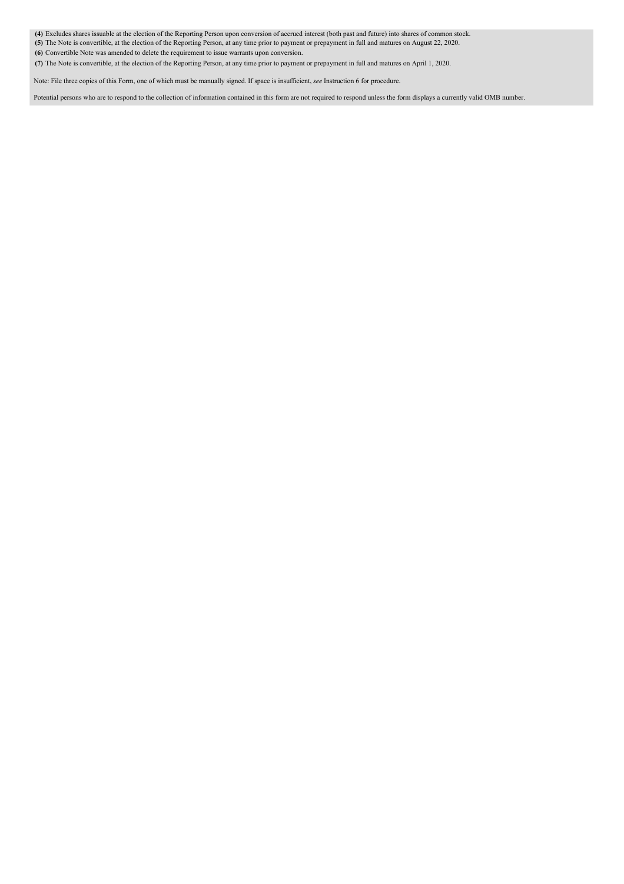**(4)** Excludes shares issuable at the election of the Reporting Person upon conversion of accrued interest (both past and future) into shares of common stock.

**(5)** The Note is convertible, at the election of the Reporting Person, at any time prior to payment or prepayment in full and matures on August 22, 2020.

**(6)** Convertible Note was amended to delete the requirement to issue warrants upon conversion.

**(7)** The Note is convertible, at the election of the Reporting Person, at any time prior to payment or prepayment in full and matures on April 1, 2020.

Note: File three copies of this Form, one of which must be manually signed. If space is insufficient, *see* Instruction 6 for procedure.

Potential persons who are to respond to the collection of information contained in this form are not required to respond unless the form displays a currently valid OMB number.